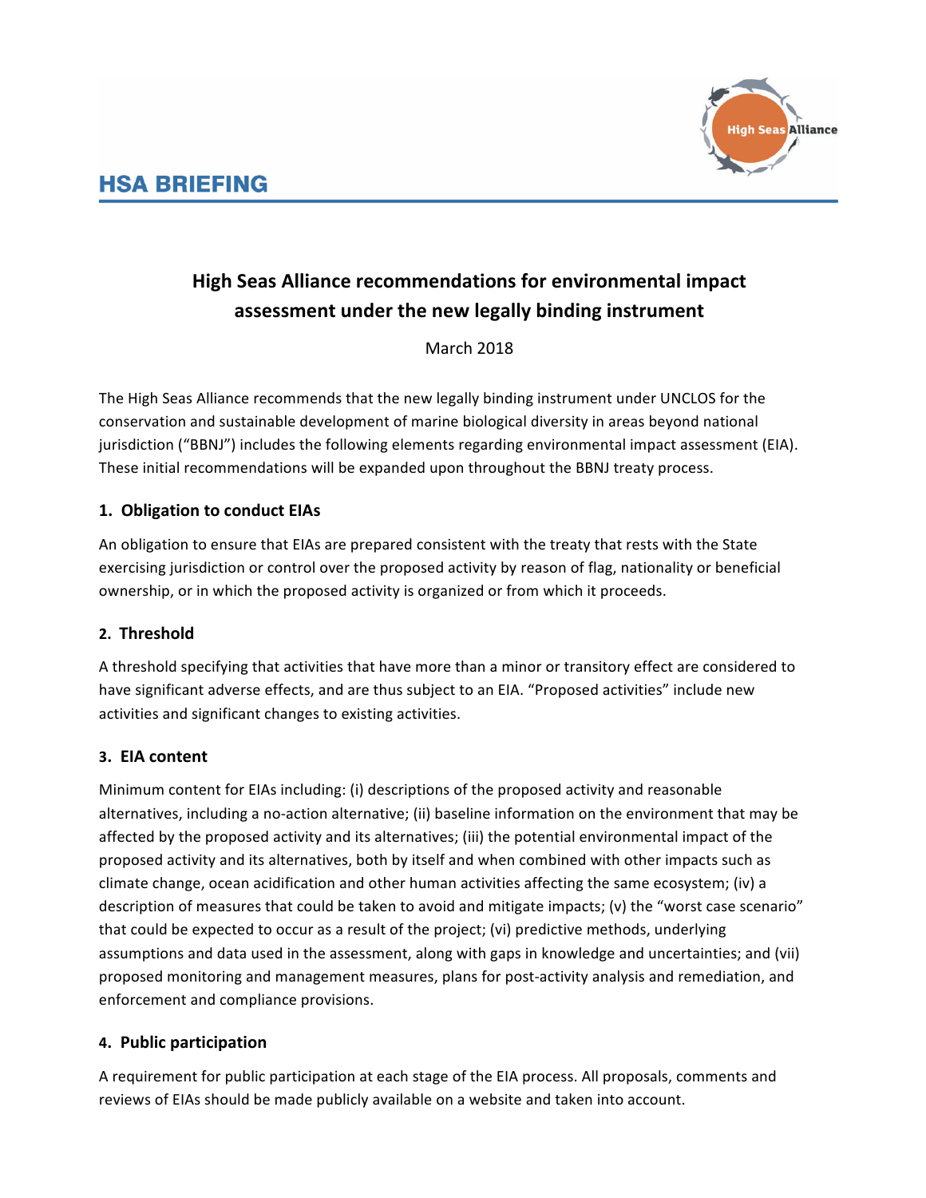HSA BRIEFING

# High Seas Alliance recommendations for environmental impact assessment under the new legally binding instrument

March 2018

The High Seas Alliance recommends that the new legally binding instrument under UNCLOS for the conservation and sustainable development of marine biological diversity in areas beyond national jurisdiction ("BBNJ") includes the following elements regarding environmental impact assessment (EIA). These initial recommendations will be expanded upon throughout the BBNJ treaty process.

## 1. Obligation to conduct EIAs

An obligation to ensure that EIAs are prepared consistent with the treaty that rests with the State exercising jurisdiction or control over the proposed activity by reason of flag, nationality or beneficial ownership, or in which the proposed activity is organized or from which it proceeds.

## 2. Threshold

A threshold specifying that activities that have more than a minor or transitory effect are considered to have significant adverse effects, and are thus subject to an EIA. "Proposed activities" include new activities and significant changes to existing activities.

## 3. EIA content

Minimum content for EIAs including: (i) descriptions of the proposed activity and reasonable alternatives, including a no-action alternative; (ii) baseline information on the environment that may be affected by the proposed activity and its alternatives; (iii) the potential environmental impact of the proposed activity and its alternatives, both by itself and when combined with other impacts such as climate change, ocean acidification and other human activities affecting the same ecosystem; (iv) a description of measures that could be taken to avoid and mitigate impacts; (v) the "worst case scenario" that could be expected to occur as a result of the project; (vi) predictive methods, underlying assumptions and data used in the assessment, along with gaps in knowledge and uncertainties; and (vii) proposed monitoring and management measures, plans for post-activity analysis and remediation, and enforcement and compliance provisions.

## 4. Public participation

A requirement for public participation at each stage of the EIA process. All proposals, comments and reviews of EIAs should be made publicly available on a website and taken into account.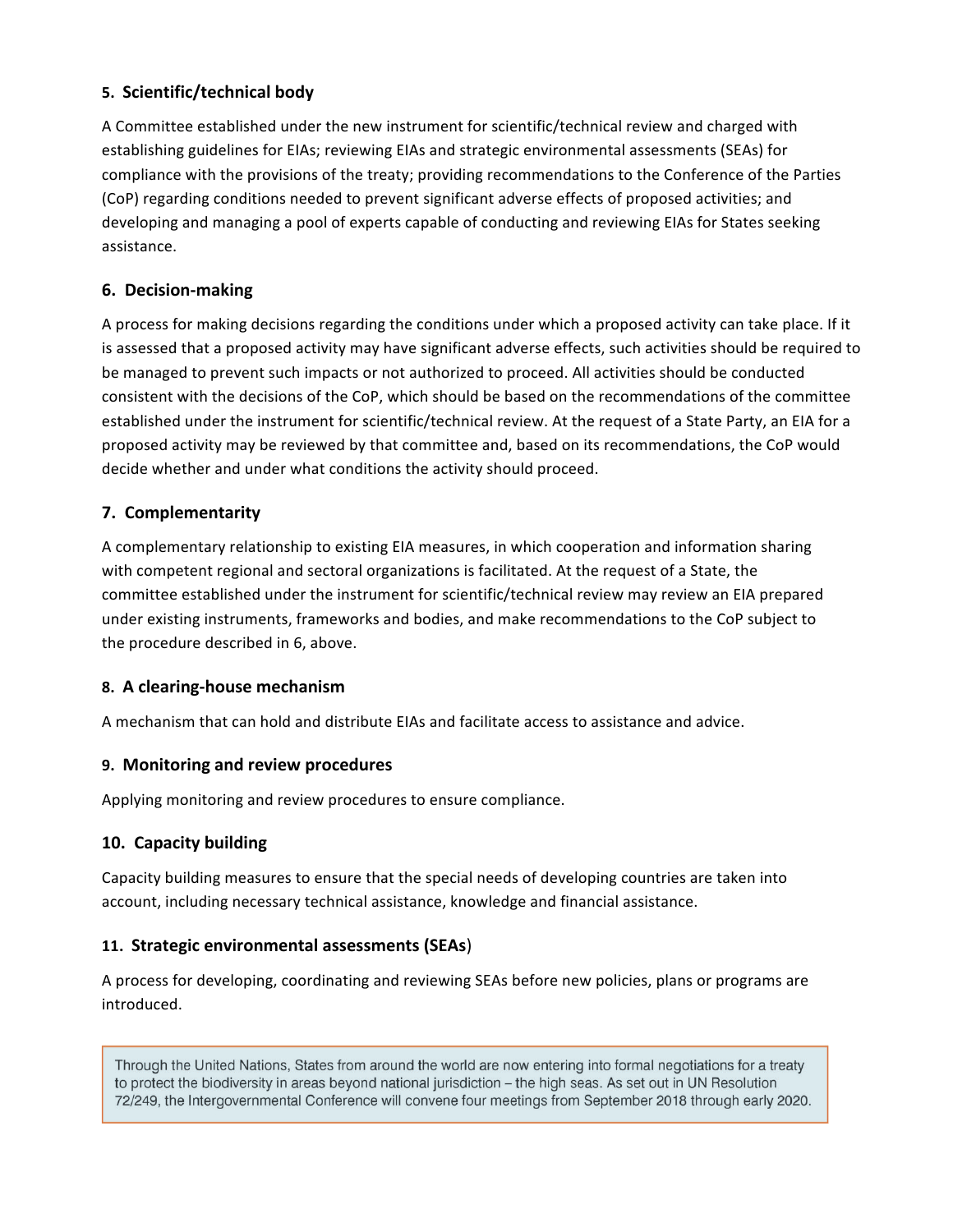## 5. Scientific/technical body

A Committee established under the new instrument for scientific/technical review and charged with establishing guidelines for EIAs; reviewing EIAs and strategic environmental assessments (SEAs) for compliance with the provisions of the treaty; providing recommendations to the Conference of the Parties (CoP) regarding conditions needed to prevent significant adverse effects of proposed activities; and developing and managing a pool of experts capable of conducting and reviewing EIAs for States seeking assistance.

## 6. Decision-making

A process for making decisions regarding the conditions under which a proposed activity can take place. If it is assessed that a proposed activity may have significant adverse effects, such activities should be required to be managed to prevent such impacts or not authorized to proceed. All activities should be conducted consistent with the decisions of the CoP, which should be based on the recommendations of the committee established under the instrument for scientific/technical review. At the request of a State Party, an EIA for a proposed activity may be reviewed by that committee and, based on its recommendations, the CoP would decide whether and under what conditions the activity should proceed.

## 7. Complementarity

A complementary relationship to existing EIA measures, in which cooperation and information sharing with competent regional and sectoral organizations is facilitated. At the request of a State, the committee established under the instrument for scientific/technical review may review an EIA prepared under existing instruments, frameworks and bodies, and make recommendations to the CoP subject to the procedure described in 6, above.

## 8. A clearing-house mechanism

A mechanism that can hold and distribute EIAs and facilitate access to assistance and advice.

## 9. Monitoring and review procedures

Applying monitoring and review procedures to ensure compliance.

## 10. Capacity building

Capacity building measures to ensure that the special needs of developing countries are taken into account, including necessary technical assistance, knowledge and financial assistance.

## 11. Strategic environmental assessments (SEAs)

A process for developing, coordinating and reviewing SEAs before new policies, plans or programs are introduced.

> Through the United Nations, States from around the world are now entering into formal negotiations for a treaty to protect the biodiversity in areas beyond national jurisdiction – the high seas. As set out in UN Resolution 72/249, the Intergovernmental Conference will convene four meetings from September 2018 through early 2020.